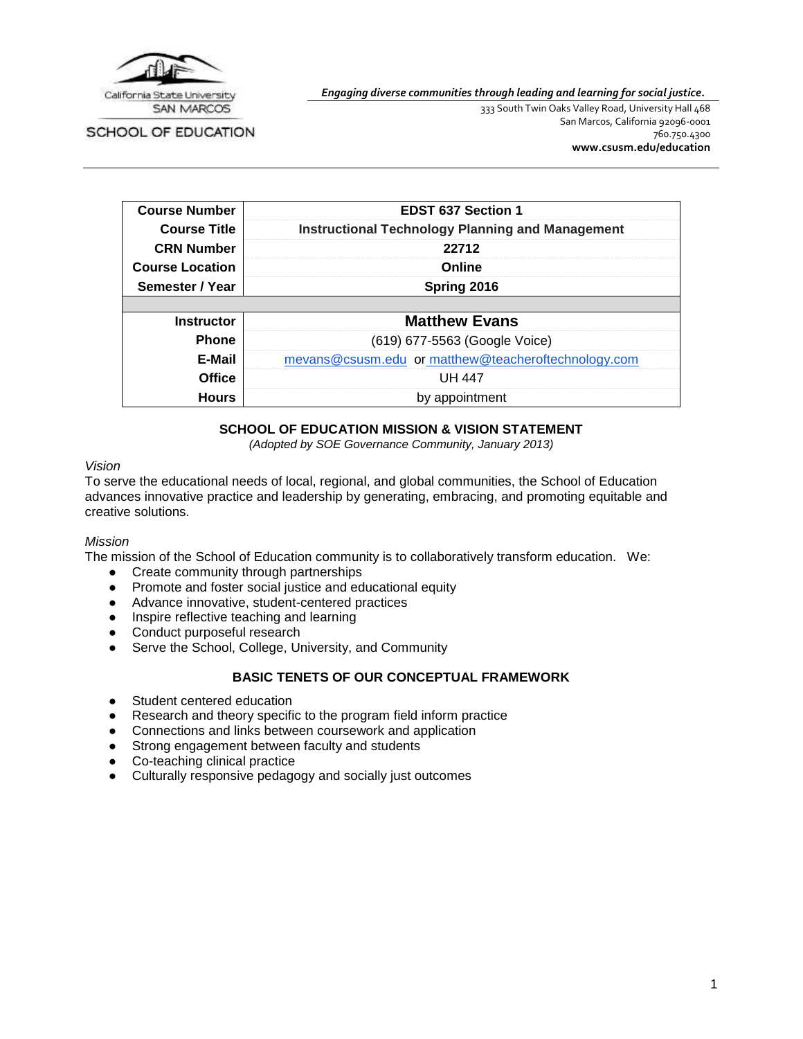California State University SAN MARCOS

SCHOOL OF EDUCATION

*Engaging diverse communities through leading and learning for social justice.*

333 South Twin Oaks Valley Road, University Hall 468
San Marcos, California 92096-0001
760.750.4300
**www.csusm.edu/education**

| **Course Number** | **EDST 637 Section 1** |
|---|---|
| **Course Title** | **Instructional Technology Planning and Management** |
| **CRN Number** | **22712** |
| **Course Location** | **Online** |
| **Semester / Year** | **Spring 2016** |
| | |
| **Instructor** | **Matthew Evans** |
| **Phone** | (619) 677-5563 (Google Voice) |
| **E-Mail** | mevans@csusm.edu or matthew@teacheroftechnology.com |
| **Office** | UH 447 |
| **Hours** | by appointment |

## SCHOOL OF EDUCATION MISSION & VISION STATEMENT

*(Adopted by SOE Governance Community, January 2013)*

*Vision*

To serve the educational needs of local, regional, and global communities, the School of Education advances innovative practice and leadership by generating, embracing, and promoting equitable and creative solutions.

*Mission*

The mission of the School of Education community is to collaboratively transform education. We:

- Create community through partnerships
- Promote and foster social justice and educational equity
- Advance innovative, student-centered practices
- Inspire reflective teaching and learning
- Conduct purposeful research
- Serve the School, College, University, and Community

## BASIC TENETS OF OUR CONCEPTUAL FRAMEWORK

- Student centered education
- Research and theory specific to the program field inform practice
- Connections and links between coursework and application
- Strong engagement between faculty and students
- Co-teaching clinical practice
- Culturally responsive pedagogy and socially just outcomes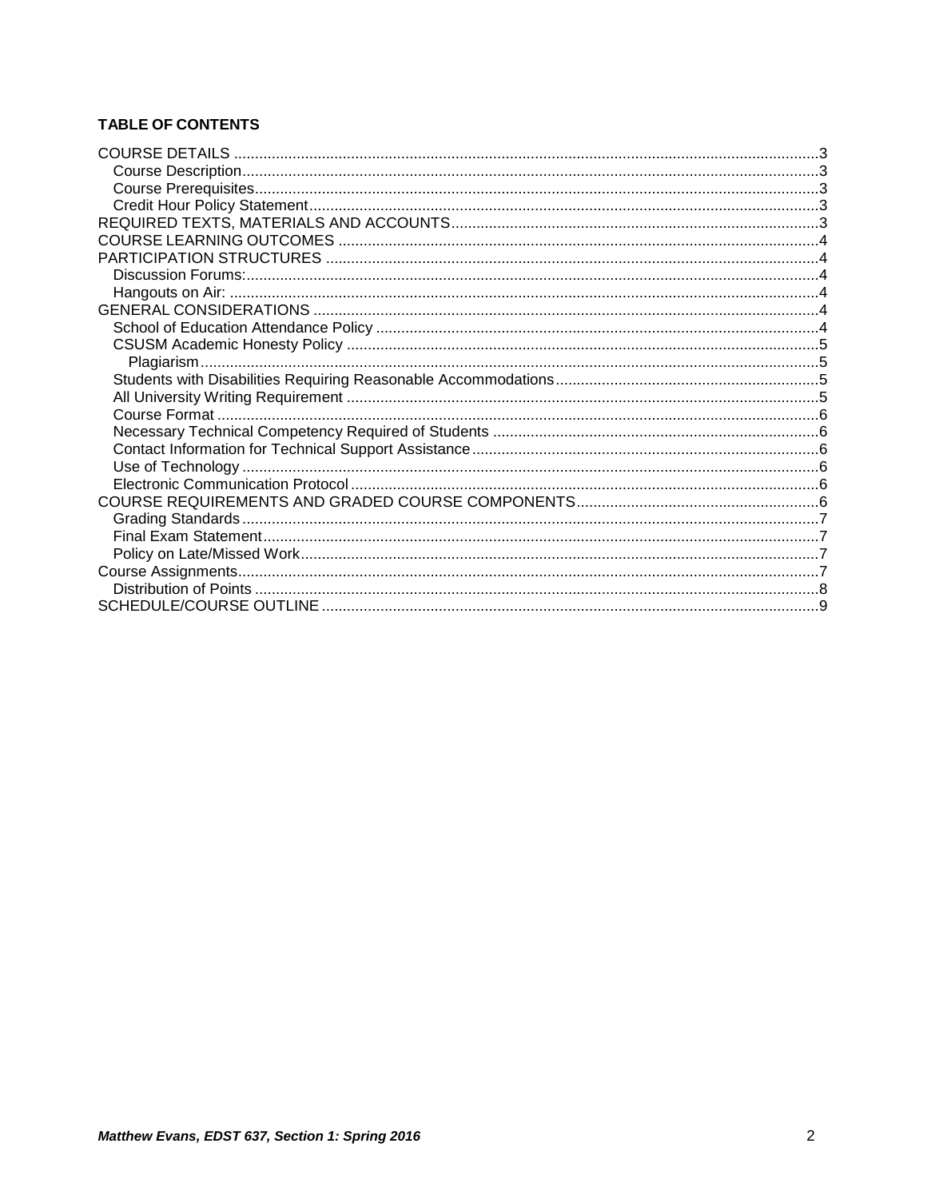**TABLE OF CONTENTS**

- COURSE DETAILS ... 3
  - Course Description ... 3
  - Course Prerequisites ... 3
  - Credit Hour Policy Statement ... 3
- REQUIRED TEXTS, MATERIALS AND ACCOUNTS ... 3
- COURSE LEARNING OUTCOMES ... 4
- PARTICIPATION STRUCTURES ... 4
  - Discussion Forums: ... 4
  - Hangouts on Air: ... 4
- GENERAL CONSIDERATIONS ... 4
  - School of Education Attendance Policy ... 4
  - CSUSM Academic Honesty Policy ... 5
    - Plagiarism ... 5
  - Students with Disabilities Requiring Reasonable Accommodations ... 5
  - All University Writing Requirement ... 5
  - Course Format ... 6
  - Necessary Technical Competency Required of Students ... 6
  - Contact Information for Technical Support Assistance ... 6
  - Use of Technology ... 6
  - Electronic Communication Protocol ... 6
- COURSE REQUIREMENTS AND GRADED COURSE COMPONENTS ... 6
  - Grading Standards ... 7
  - Final Exam Statement ... 7
  - Policy on Late/Missed Work ... 7
- Course Assignments ... 7
  - Distribution of Points ... 8
- SCHEDULE/COURSE OUTLINE ... 9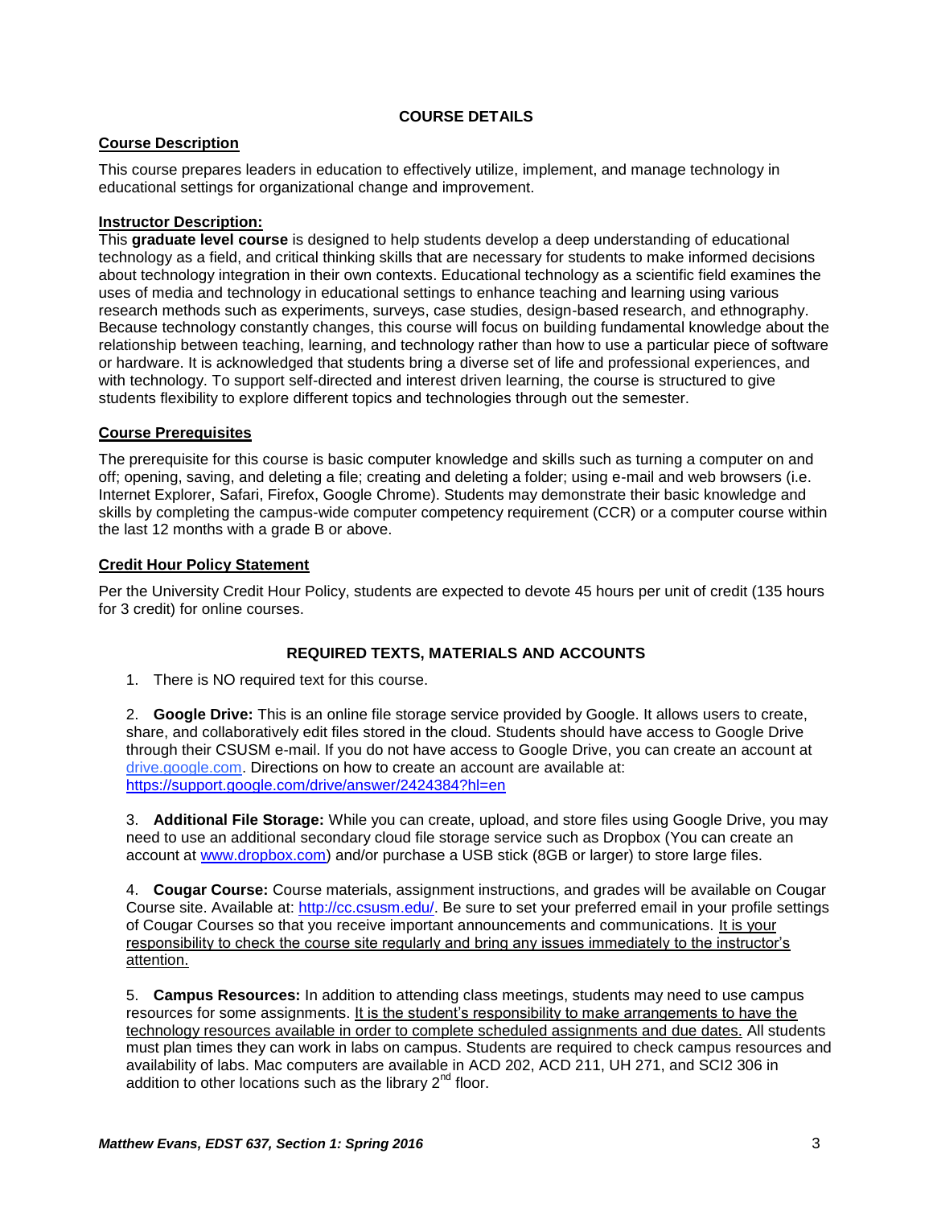## COURSE DETAILS

### Course Description

This course prepares leaders in education to effectively utilize, implement, and manage technology in educational settings for organizational change and improvement.

### Instructor Description:

This **graduate level course** is designed to help students develop a deep understanding of educational technology as a field, and critical thinking skills that are necessary for students to make informed decisions about technology integration in their own contexts. Educational technology as a scientific field examines the uses of media and technology in educational settings to enhance teaching and learning using various research methods such as experiments, surveys, case studies, design-based research, and ethnography. Because technology constantly changes, this course will focus on building fundamental knowledge about the relationship between teaching, learning, and technology rather than how to use a particular piece of software or hardware. It is acknowledged that students bring a diverse set of life and professional experiences, and with technology. To support self-directed and interest driven learning, the course is structured to give students flexibility to explore different topics and technologies through out the semester.

### Course Prerequisites

The prerequisite for this course is basic computer knowledge and skills such as turning a computer on and off; opening, saving, and deleting a file; creating and deleting a folder; using e-mail and web browsers (i.e. Internet Explorer, Safari, Firefox, Google Chrome). Students may demonstrate their basic knowledge and skills by completing the campus-wide computer competency requirement (CCR) or a computer course within the last 12 months with a grade B or above.

### Credit Hour Policy Statement

Per the University Credit Hour Policy, students are expected to devote 45 hours per unit of credit (135 hours for 3 credit) for online courses.

## REQUIRED TEXTS, MATERIALS AND ACCOUNTS

1. There is NO required text for this course.

2. **Google Drive:** This is an online file storage service provided by Google. It allows users to create, share, and collaboratively edit files stored in the cloud. Students should have access to Google Drive through their CSUSM e-mail. If you do not have access to Google Drive, you can create an account at drive.google.com. Directions on how to create an account are available at: https://support.google.com/drive/answer/2424384?hl=en

3. **Additional File Storage:** While you can create, upload, and store files using Google Drive, you may need to use an additional secondary cloud file storage service such as Dropbox (You can create an account at www.dropbox.com) and/or purchase a USB stick (8GB or larger) to store large files.

4. **Cougar Course:** Course materials, assignment instructions, and grades will be available on Cougar Course site. Available at: http://cc.csusm.edu/. Be sure to set your preferred email in your profile settings of Cougar Courses so that you receive important announcements and communications. It is your responsibility to check the course site regularly and bring any issues immediately to the instructor's attention.

5. **Campus Resources:** In addition to attending class meetings, students may need to use campus resources for some assignments. It is the student's responsibility to make arrangements to have the technology resources available in order to complete scheduled assignments and due dates. All students must plan times they can work in labs on campus. Students are required to check campus resources and availability of labs. Mac computers are available in ACD 202, ACD 211, UH 271, and SCI2 306 in addition to other locations such as the library 2nd floor.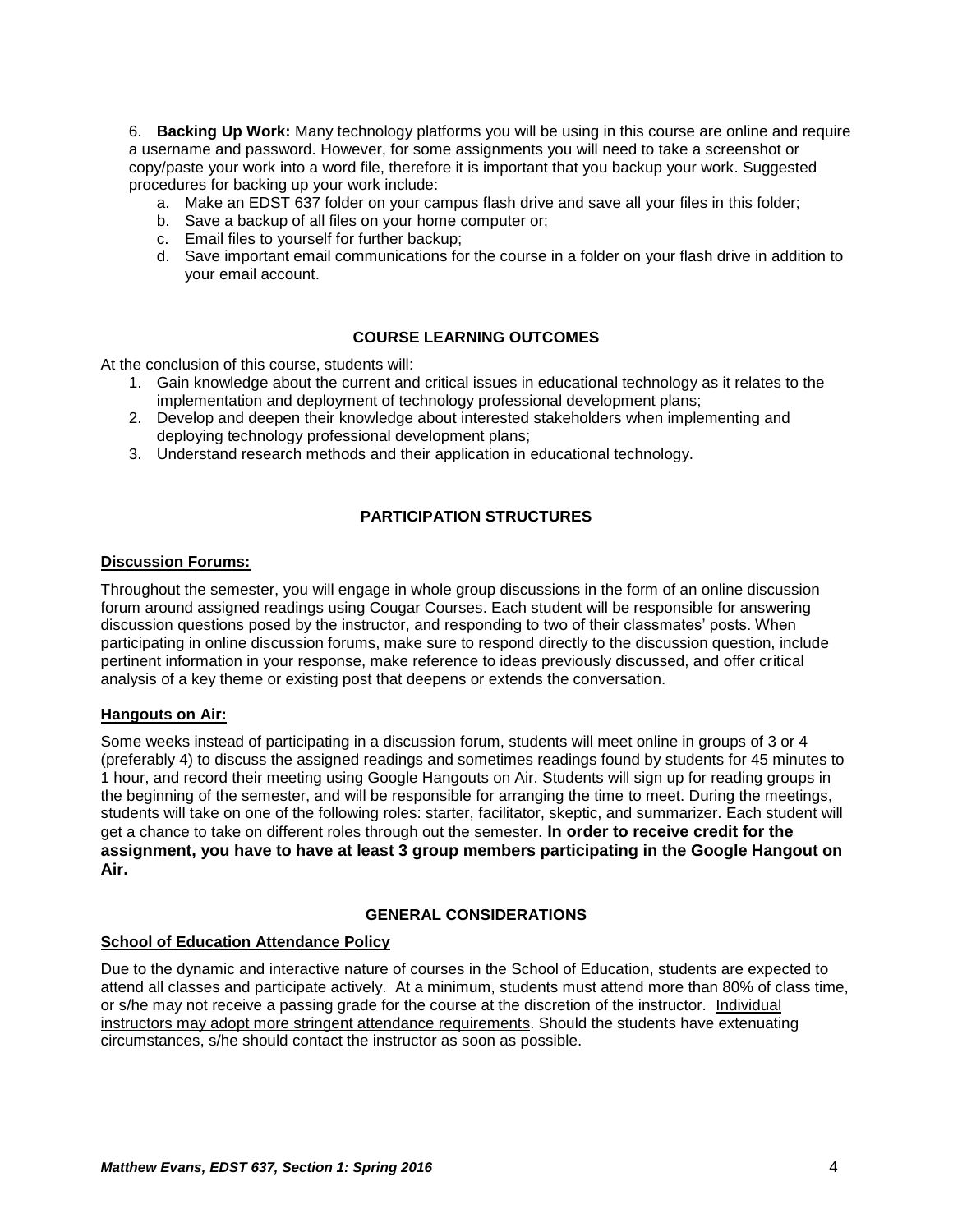6. **Backing Up Work:** Many technology platforms you will be using in this course are online and require a username and password. However, for some assignments you will need to take a screenshot or copy/paste your work into a word file, therefore it is important that you backup your work. Suggested procedures for backing up your work include:
   a. Make an EDST 637 folder on your campus flash drive and save all your files in this folder;
   b. Save a backup of all files on your home computer or;
   c. Email files to yourself for further backup;
   d. Save important email communications for the course in a folder on your flash drive in addition to your email account.

## COURSE LEARNING OUTCOMES

At the conclusion of this course, students will:

1. Gain knowledge about the current and critical issues in educational technology as it relates to the implementation and deployment of technology professional development plans;
2. Develop and deepen their knowledge about interested stakeholders when implementing and deploying technology professional development plans;
3. Understand research methods and their application in educational technology.

## PARTICIPATION STRUCTURES

### Discussion Forums:

Throughout the semester, you will engage in whole group discussions in the form of an online discussion forum around assigned readings using Cougar Courses. Each student will be responsible for answering discussion questions posed by the instructor, and responding to two of their classmates' posts. When participating in online discussion forums, make sure to respond directly to the discussion question, include pertinent information in your response, make reference to ideas previously discussed, and offer critical analysis of a key theme or existing post that deepens or extends the conversation.

### Hangouts on Air:

Some weeks instead of participating in a discussion forum, students will meet online in groups of 3 or 4 (preferably 4) to discuss the assigned readings and sometimes readings found by students for 45 minutes to 1 hour, and record their meeting using Google Hangouts on Air. Students will sign up for reading groups in the beginning of the semester, and will be responsible for arranging the time to meet. During the meetings, students will take on one of the following roles: starter, facilitator, skeptic, and summarizer. Each student will get a chance to take on different roles through out the semester. **In order to receive credit for the assignment, you have to have at least 3 group members participating in the Google Hangout on Air.**

## GENERAL CONSIDERATIONS

### School of Education Attendance Policy

Due to the dynamic and interactive nature of courses in the School of Education, students are expected to attend all classes and participate actively. At a minimum, students must attend more than 80% of class time, or s/he may not receive a passing grade for the course at the discretion of the instructor. Individual instructors may adopt more stringent attendance requirements. Should the students have extenuating circumstances, s/he should contact the instructor as soon as possible.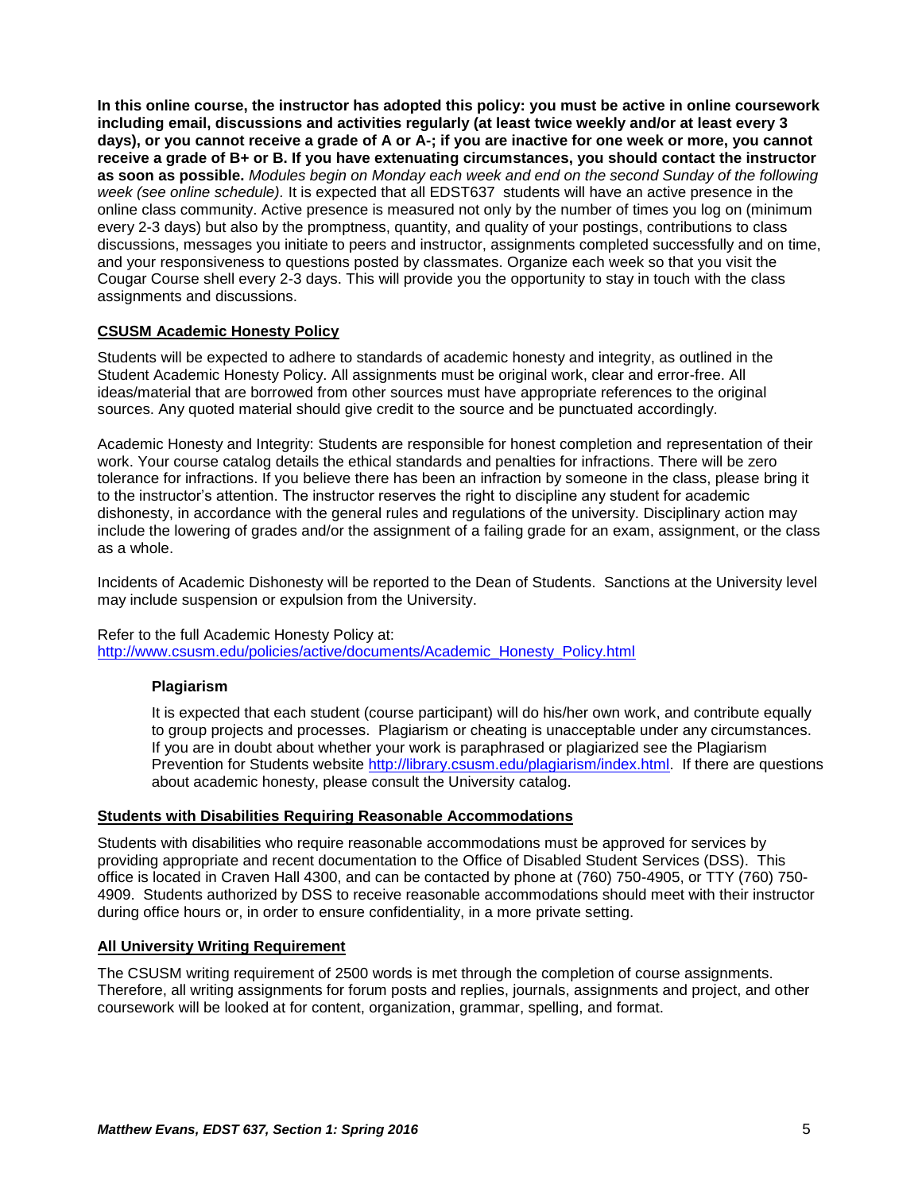**In this online course, the instructor has adopted this policy: you must be active in online coursework including email, discussions and activities regularly (at least twice weekly and/or at least every 3 days), or you cannot receive a grade of A or A-; if you are inactive for one week or more, you cannot receive a grade of B+ or B. If you have extenuating circumstances, you should contact the instructor as soon as possible.** *Modules begin on Monday each week and end on the second Sunday of the following week (see online schedule).* It is expected that all EDST637 students will have an active presence in the online class community. Active presence is measured not only by the number of times you log on (minimum every 2-3 days) but also by the promptness, quantity, and quality of your postings, contributions to class discussions, messages you initiate to peers and instructor, assignments completed successfully and on time, and your responsiveness to questions posted by classmates. Organize each week so that you visit the Cougar Course shell every 2-3 days. This will provide you the opportunity to stay in touch with the class assignments and discussions.

## CSUSM Academic Honesty Policy

Students will be expected to adhere to standards of academic honesty and integrity, as outlined in the Student Academic Honesty Policy. All assignments must be original work, clear and error-free. All ideas/material that are borrowed from other sources must have appropriate references to the original sources. Any quoted material should give credit to the source and be punctuated accordingly.

Academic Honesty and Integrity: Students are responsible for honest completion and representation of their work. Your course catalog details the ethical standards and penalties for infractions. There will be zero tolerance for infractions. If you believe there has been an infraction by someone in the class, please bring it to the instructor's attention. The instructor reserves the right to discipline any student for academic dishonesty, in accordance with the general rules and regulations of the university. Disciplinary action may include the lowering of grades and/or the assignment of a failing grade for an exam, assignment, or the class as a whole.

Incidents of Academic Dishonesty will be reported to the Dean of Students. Sanctions at the University level may include suspension or expulsion from the University.

Refer to the full Academic Honesty Policy at:
http://www.csusm.edu/policies/active/documents/Academic_Honesty_Policy.html

### Plagiarism

It is expected that each student (course participant) will do his/her own work, and contribute equally to group projects and processes. Plagiarism or cheating is unacceptable under any circumstances. If you are in doubt about whether your work is paraphrased or plagiarized see the Plagiarism Prevention for Students website http://library.csusm.edu/plagiarism/index.html. If there are questions about academic honesty, please consult the University catalog.

## Students with Disabilities Requiring Reasonable Accommodations

Students with disabilities who require reasonable accommodations must be approved for services by providing appropriate and recent documentation to the Office of Disabled Student Services (DSS). This office is located in Craven Hall 4300, and can be contacted by phone at (760) 750-4905, or TTY (760) 750-4909. Students authorized by DSS to receive reasonable accommodations should meet with their instructor during office hours or, in order to ensure confidentiality, in a more private setting.

## All University Writing Requirement

The CSUSM writing requirement of 2500 words is met through the completion of course assignments. Therefore, all writing assignments for forum posts and replies, journals, assignments and project, and other coursework will be looked at for content, organization, grammar, spelling, and format.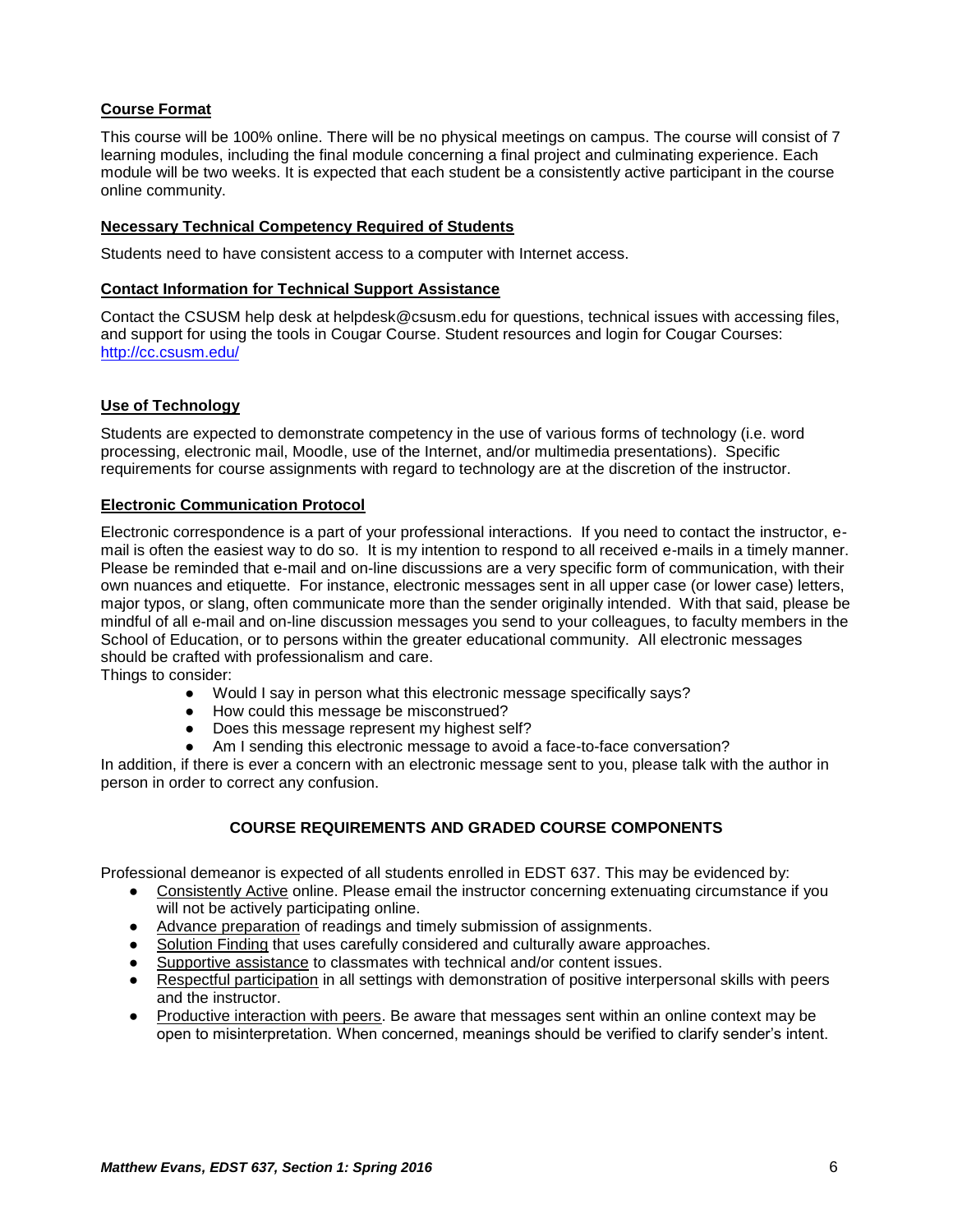### Course Format

This course will be 100% online. There will be no physical meetings on campus. The course will consist of 7 learning modules, including the final module concerning a final project and culminating experience. Each module will be two weeks. It is expected that each student be a consistently active participant in the course online community.

### Necessary Technical Competency Required of Students

Students need to have consistent access to a computer with Internet access.

### Contact Information for Technical Support Assistance

Contact the CSUSM help desk at helpdesk@csusm.edu for questions, technical issues with accessing files, and support for using the tools in Cougar Course. Student resources and login for Cougar Courses: [http://cc.csusm.edu/](http://cc.csusm.edu/)

### Use of Technology

Students are expected to demonstrate competency in the use of various forms of technology (i.e. word processing, electronic mail, Moodle, use of the Internet, and/or multimedia presentations). Specific requirements for course assignments with regard to technology are at the discretion of the instructor.

### Electronic Communication Protocol

Electronic correspondence is a part of your professional interactions. If you need to contact the instructor, e-mail is often the easiest way to do so. It is my intention to respond to all received e-mails in a timely manner. Please be reminded that e-mail and on-line discussions are a very specific form of communication, with their own nuances and etiquette. For instance, electronic messages sent in all upper case (or lower case) letters, major typos, or slang, often communicate more than the sender originally intended. With that said, please be mindful of all e-mail and on-line discussion messages you send to your colleagues, to faculty members in the School of Education, or to persons within the greater educational community. All electronic messages should be crafted with professionalism and care.

Things to consider:

- Would I say in person what this electronic message specifically says?
- How could this message be misconstrued?
- Does this message represent my highest self?
- Am I sending this electronic message to avoid a face-to-face conversation?

In addition, if there is ever a concern with an electronic message sent to you, please talk with the author in person in order to correct any confusion.

## COURSE REQUIREMENTS AND GRADED COURSE COMPONENTS

Professional demeanor is expected of all students enrolled in EDST 637. This may be evidenced by:

- Consistently Active online. Please email the instructor concerning extenuating circumstance if you will not be actively participating online.
- Advance preparation of readings and timely submission of assignments.
- Solution Finding that uses carefully considered and culturally aware approaches.
- Supportive assistance to classmates with technical and/or content issues.
- Respectful participation in all settings with demonstration of positive interpersonal skills with peers and the instructor.
- Productive interaction with peers. Be aware that messages sent within an online context may be open to misinterpretation. When concerned, meanings should be verified to clarify sender's intent.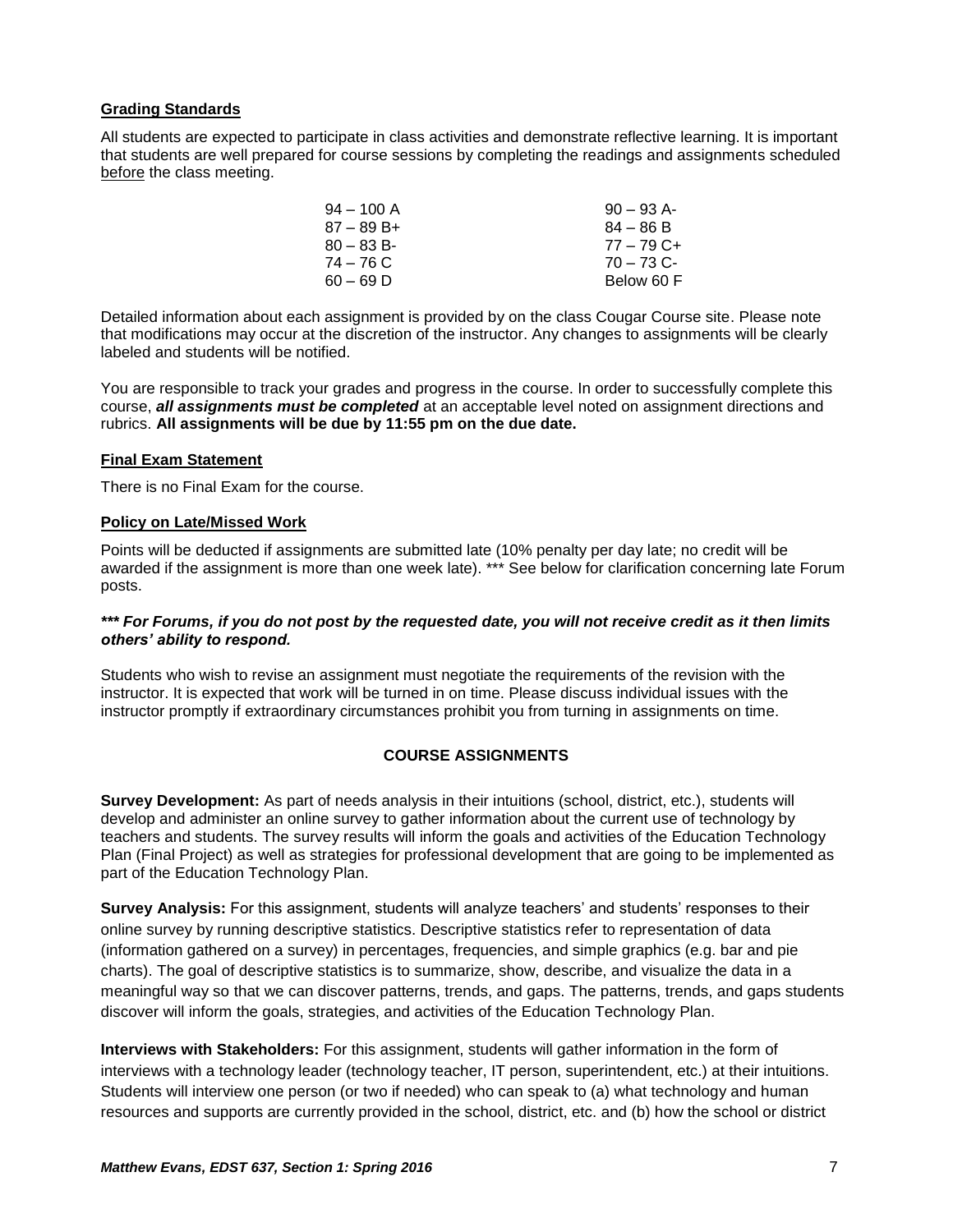## Grading Standards

All students are expected to participate in class activities and demonstrate reflective learning. It is important that students are well prepared for course sessions by completing the readings and assignments scheduled before the class meeting.

| | |
|---|---|
| 94 – 100 A | 90 – 93 A- |
| 87 – 89 B+ | 84 – 86 B |
| 80 – 83 B- | 77 – 79 C+ |
| 74 – 76 C | 70 – 73 C- |
| 60 – 69 D | Below 60 F |

Detailed information about each assignment is provided by on the class Cougar Course site. Please note that modifications may occur at the discretion of the instructor. Any changes to assignments will be clearly labeled and students will be notified.

You are responsible to track your grades and progress in the course. In order to successfully complete this course, ***all assignments must be completed*** at an acceptable level noted on assignment directions and rubrics. **All assignments will be due by 11:55 pm on the due date.**

## Final Exam Statement

There is no Final Exam for the course.

## Policy on Late/Missed Work

Points will be deducted if assignments are submitted late (10% penalty per day late; no credit will be awarded if the assignment is more than one week late). *** See below for clarification concerning late Forum posts.

***\*\*\* For Forums, if you do not post by the requested date, you will not receive credit as it then limits others' ability to respond.***

Students who wish to revise an assignment must negotiate the requirements of the revision with the instructor. It is expected that work will be turned in on time. Please discuss individual issues with the instructor promptly if extraordinary circumstances prohibit you from turning in assignments on time.

## COURSE ASSIGNMENTS

**Survey Development:** As part of needs analysis in their intuitions (school, district, etc.), students will develop and administer an online survey to gather information about the current use of technology by teachers and students. The survey results will inform the goals and activities of the Education Technology Plan (Final Project) as well as strategies for professional development that are going to be implemented as part of the Education Technology Plan.

**Survey Analysis:** For this assignment, students will analyze teachers' and students' responses to their online survey by running descriptive statistics. Descriptive statistics refer to representation of data (information gathered on a survey) in percentages, frequencies, and simple graphics (e.g. bar and pie charts). The goal of descriptive statistics is to summarize, show, describe, and visualize the data in a meaningful way so that we can discover patterns, trends, and gaps. The patterns, trends, and gaps students discover will inform the goals, strategies, and activities of the Education Technology Plan.

**Interviews with Stakeholders:** For this assignment, students will gather information in the form of interviews with a technology leader (technology teacher, IT person, superintendent, etc.) at their intuitions. Students will interview one person (or two if needed) who can speak to (a) what technology and human resources and supports are currently provided in the school, district, etc. and (b) how the school or district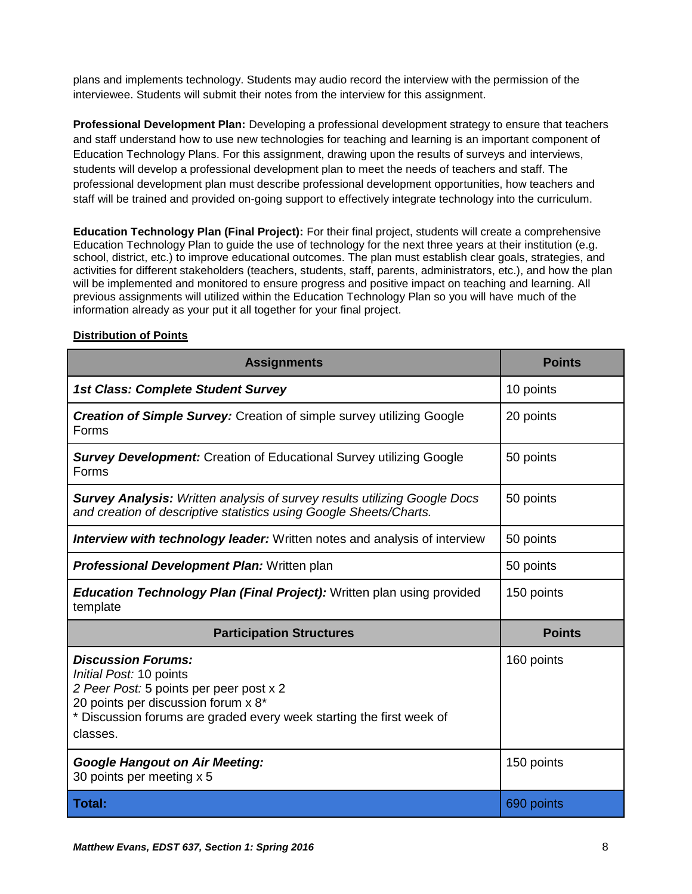plans and implements technology. Students may audio record the interview with the permission of the interviewee. Students will submit their notes from the interview for this assignment.

**Professional Development Plan:** Developing a professional development strategy to ensure that teachers and staff understand how to use new technologies for teaching and learning is an important component of Education Technology Plans. For this assignment, drawing upon the results of surveys and interviews, students will develop a professional development plan to meet the needs of teachers and staff. The professional development plan must describe professional development opportunities, how teachers and staff will be trained and provided on-going support to effectively integrate technology into the curriculum.

**Education Technology Plan (Final Project):** For their final project, students will create a comprehensive Education Technology Plan to guide the use of technology for the next three years at their institution (e.g. school, district, etc.) to improve educational outcomes. The plan must establish clear goals, strategies, and activities for different stakeholders (teachers, students, staff, parents, administrators, etc.), and how the plan will be implemented and monitored to ensure progress and positive impact on teaching and learning. All previous assignments will utilized within the Education Technology Plan so you will have much of the information already as your put it all together for your final project.

**Distribution of Points**

| Assignments | Points |
|---|---|
| ***1st Class: Complete Student Survey*** | 10 points |
| ***Creation of Simple Survey:*** Creation of simple survey utilizing Google Forms | 20 points |
| ***Survey Development:*** Creation of Educational Survey utilizing Google Forms | 50 points |
| ***Survey Analysis:*** *Written analysis of survey results utilizing Google Docs and creation of descriptive statistics using Google Sheets/Charts.* | 50 points |
| ***Interview with technology leader:*** Written notes and analysis of interview | 50 points |
| ***Professional Development Plan:*** Written plan | 50 points |
| ***Education Technology Plan (Final Project):*** Written plan using provided template | 150 points |
| **Participation Structures** | **Points** |
| ***Discussion Forums:***<br>*Initial Post:* 10 points<br>*2 Peer Post:* 5 points per peer post x 2<br>20 points per discussion forum x 8*<br>* Discussion forums are graded every week starting the first week of classes. | 160 points |
| ***Google Hangout on Air Meeting:***<br>30 points per meeting x 5 | 150 points |
| **Total:** | 690 points |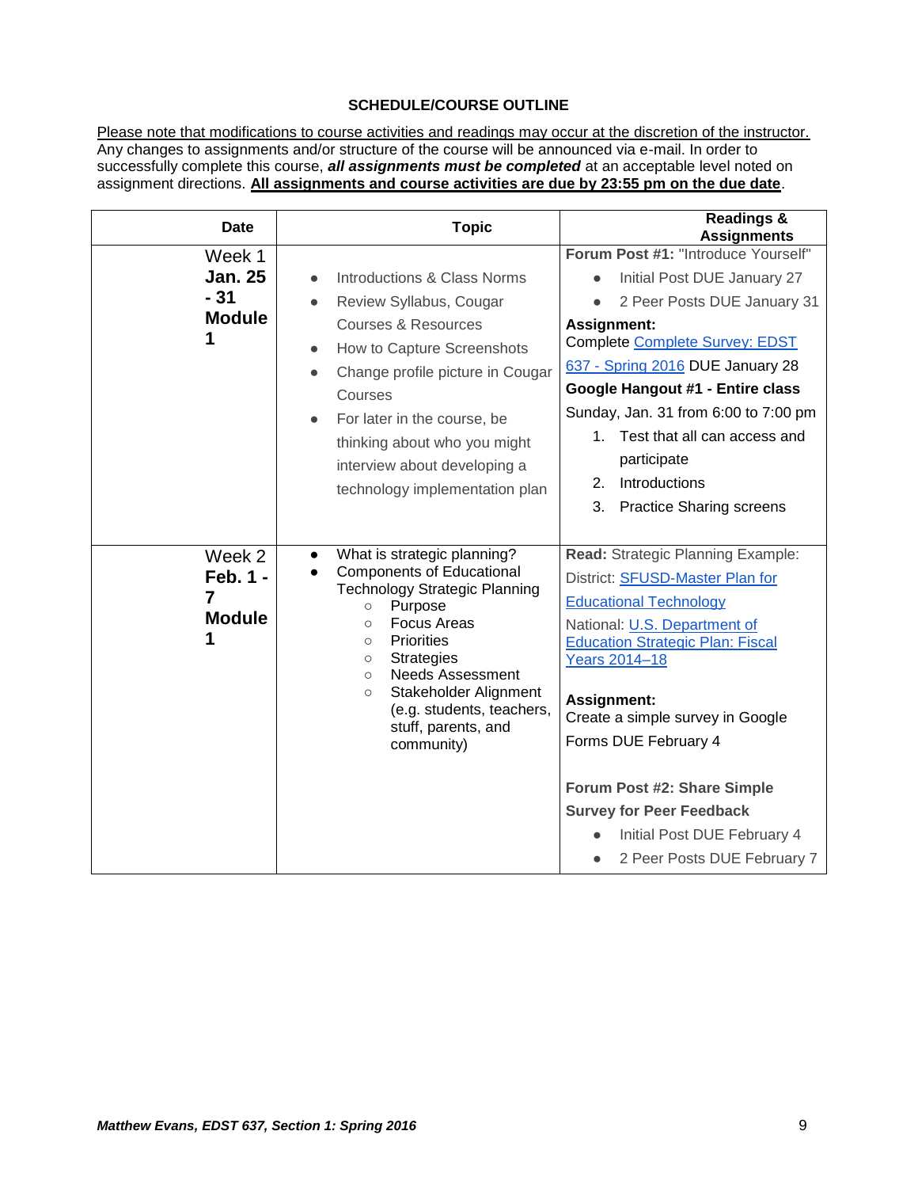## SCHEDULE/COURSE OUTLINE

Please note that modifications to course activities and readings may occur at the discretion of the instructor. Any changes to assignments and/or structure of the course will be announced via e-mail. In order to successfully complete this course, ***all assignments must be completed*** at an acceptable level noted on assignment directions. **All assignments and course activities are due by 23:55 pm on the due date**.

| Date | Topic | Readings & Assignments |
|---|---|---|
| Week 1 **Jan. 25 - 31 Module 1** | • Introductions & Class Norms<br>• Review Syllabus, Cougar Courses & Resources<br>• How to Capture Screenshots<br>• Change profile picture in Cougar Courses<br>• For later in the course, be thinking about who you might interview about developing a technology implementation plan | **Forum Post #1:** "Introduce Yourself"<br>• Initial Post DUE January 27<br>• 2 Peer Posts DUE January 31<br>**Assignment:**<br>Complete Complete Survey: EDST 637 - Spring 2016 DUE January 28<br>**Google Hangout #1 - Entire class**<br>Sunday, Jan. 31 from 6:00 to 7:00 pm<br>1. Test that all can access and participate<br>2. Introductions<br>3. Practice Sharing screens |
| Week 2 **Feb. 1 - 7 Module 1** | • What is strategic planning?<br>• Components of Educational Technology Strategic Planning<br>  ○ Purpose<br>  ○ Focus Areas<br>  ○ Priorities<br>  ○ Strategies<br>  ○ Needs Assessment<br>  ○ Stakeholder Alignment (e.g. students, teachers, stuff, parents, and community) | **Read:** Strategic Planning Example:<br>District: SFUSD-Master Plan for Educational Technology<br>National: U.S. Department of Education Strategic Plan: Fiscal Years 2014–18<br><br>**Assignment:**<br>Create a simple survey in Google Forms DUE February 4<br><br>**Forum Post #2: Share Simple Survey for Peer Feedback**<br>• Initial Post DUE February 4<br>• 2 Peer Posts DUE February 7 |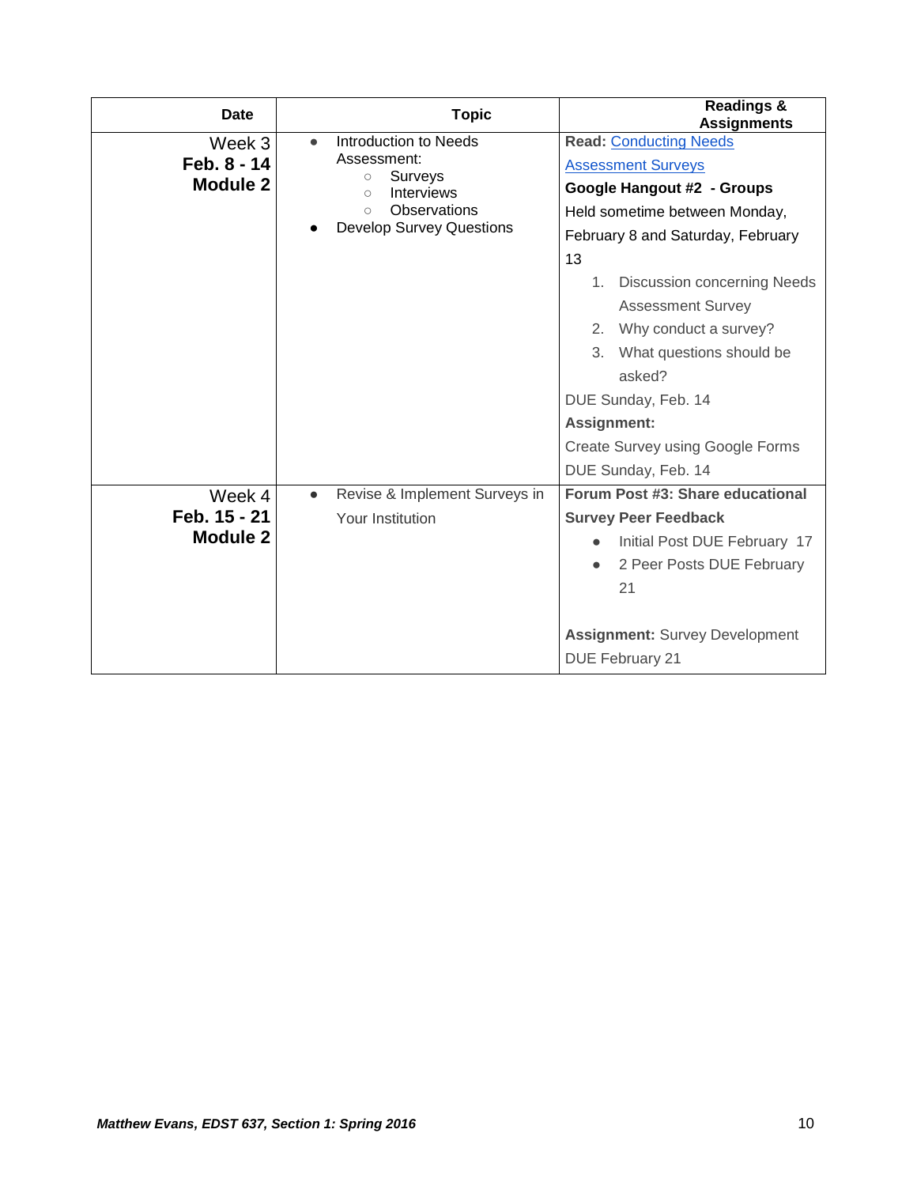| Date | Topic | Readings & Assignments |
|---|---|---|
| Week 3<br>**Feb. 8 - 14**<br>**Module 2** | • Introduction to Needs Assessment:<br>&nbsp;&nbsp;&nbsp;&nbsp;○ Surveys<br>&nbsp;&nbsp;&nbsp;&nbsp;○ Interviews<br>&nbsp;&nbsp;&nbsp;&nbsp;○ Observations<br>• Develop Survey Questions | **Read:** Conducting Needs Assessment Surveys<br>**Google Hangout #2 - Groups**<br>Held sometime between Monday, February 8 and Saturday, February 13<br>1. Discussion concerning Needs Assessment Survey<br>2. Why conduct a survey?<br>3. What questions should be asked?<br>DUE Sunday, Feb. 14<br>**Assignment:**<br>Create Survey using Google Forms<br>DUE Sunday, Feb. 14 |
| Week 4<br>**Feb. 15 - 21**<br>**Module 2** | • Revise & Implement Surveys in Your Institution | **Forum Post #3: Share educational Survey Peer Feedback**<br>• Initial Post DUE February 17<br>• 2 Peer Posts DUE February 21<br><br>**Assignment:** Survey Development DUE February 21 |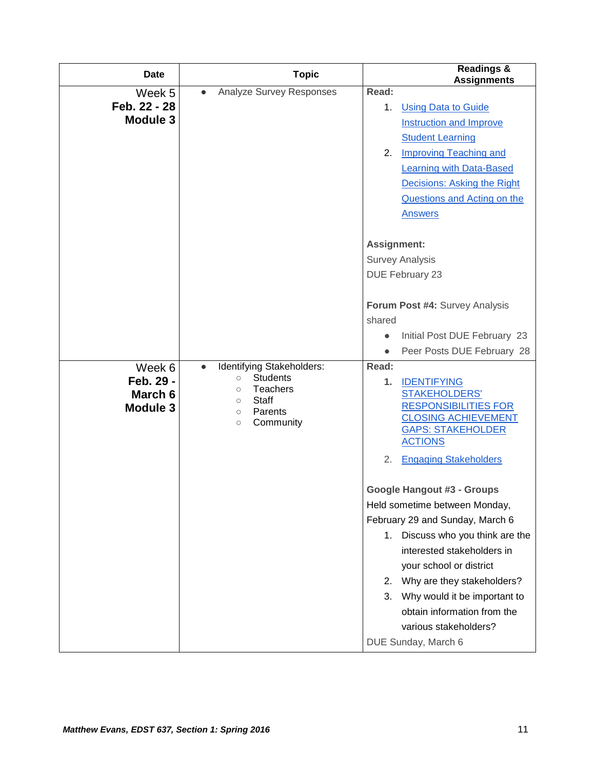| Date | Topic | Readings & Assignments |
|---|---|---|
| Week 5<br>**Feb. 22 - 28**<br>**Module 3** | • Analyze Survey Responses | **Read:**<br>1. Using Data to Guide Instruction and Improve Student Learning<br>2. Improving Teaching and Learning with Data-Based Decisions: Asking the Right Questions and Acting on the Answers<br><br>**Assignment:**<br>Survey Analysis<br>DUE February 23<br><br>**Forum Post #4:** Survey Analysis shared<br>• Initial Post DUE February 23<br>• Peer Posts DUE February 28 |
| Week 6<br>**Feb. 29 - March 6**<br>**Module 3** | • Identifying Stakeholders:<br>  ○ Students<br>  ○ Teachers<br>  ○ Staff<br>  ○ Parents<br>  ○ Community | **Read:**<br>**1.** IDENTIFYING STAKEHOLDERS' RESPONSIBILITIES FOR CLOSING ACHIEVEMENT GAPS: STAKEHOLDER ACTIONS<br>2. Engaging Stakeholders<br><br>**Google Hangout #3 - Groups**<br>Held sometime between Monday, February 29 and Sunday, March 6<br>1. Discuss who you think are the interested stakeholders in your school or district<br>2. Why are they stakeholders?<br>3. Why would it be important to obtain information from the various stakeholders?<br>DUE Sunday, March 6 |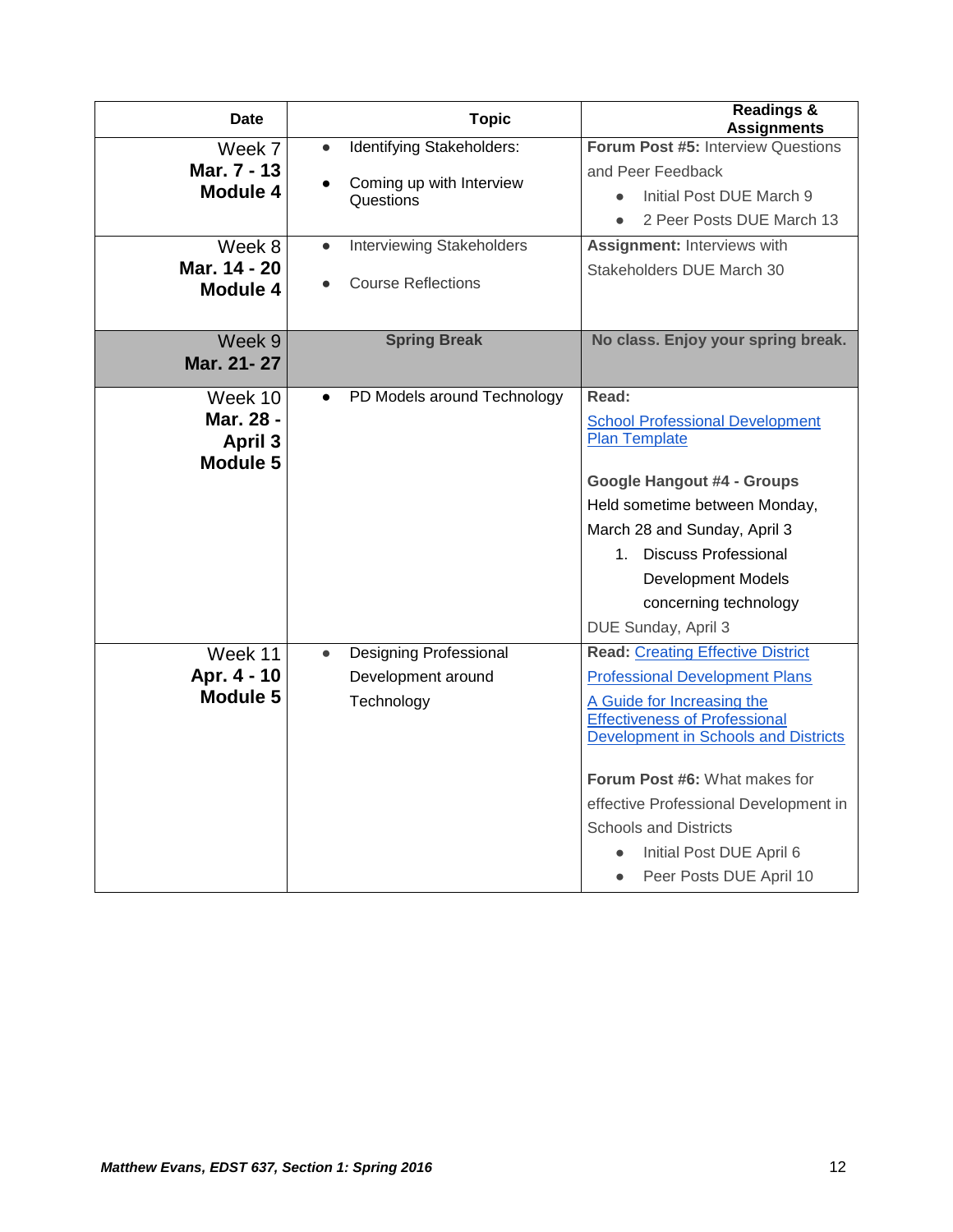| Date | Topic | Readings & Assignments |
|---|---|---|
| Week 7<br>**Mar. 7 - 13**<br>**Module 4** | • Identifying Stakeholders:<br>• Coming up with Interview Questions | **Forum Post #5:** Interview Questions and Peer Feedback<br>• Initial Post DUE March 9<br>• 2 Peer Posts DUE March 13 |
| Week 8<br>**Mar. 14 - 20**<br>**Module 4** | • Interviewing Stakeholders<br>• Course Reflections | **Assignment:** Interviews with Stakeholders DUE March 30 |
| Week 9<br>**Mar. 21- 27** | **Spring Break** | **No class. Enjoy your spring break.** |
| Week 10<br>**Mar. 28 - April 3**<br>**Module 5** | • PD Models around Technology | **Read:**<br>School Professional Development Plan Template<br><br>**Google Hangout #4 - Groups**<br>Held sometime between Monday, March 28 and Sunday, April 3<br>1. Discuss Professional Development Models concerning technology<br><br>DUE Sunday, April 3 |
| Week 11<br>**Apr. 4 - 10**<br>**Module 5** | • Designing Professional Development around Technology | **Read:** Creating Effective District Professional Development Plans<br>A Guide for Increasing the Effectiveness of Professional Development in Schools and Districts<br><br>**Forum Post #6:** What makes for effective Professional Development in Schools and Districts<br>• Initial Post DUE April 6<br>• Peer Posts DUE April 10 |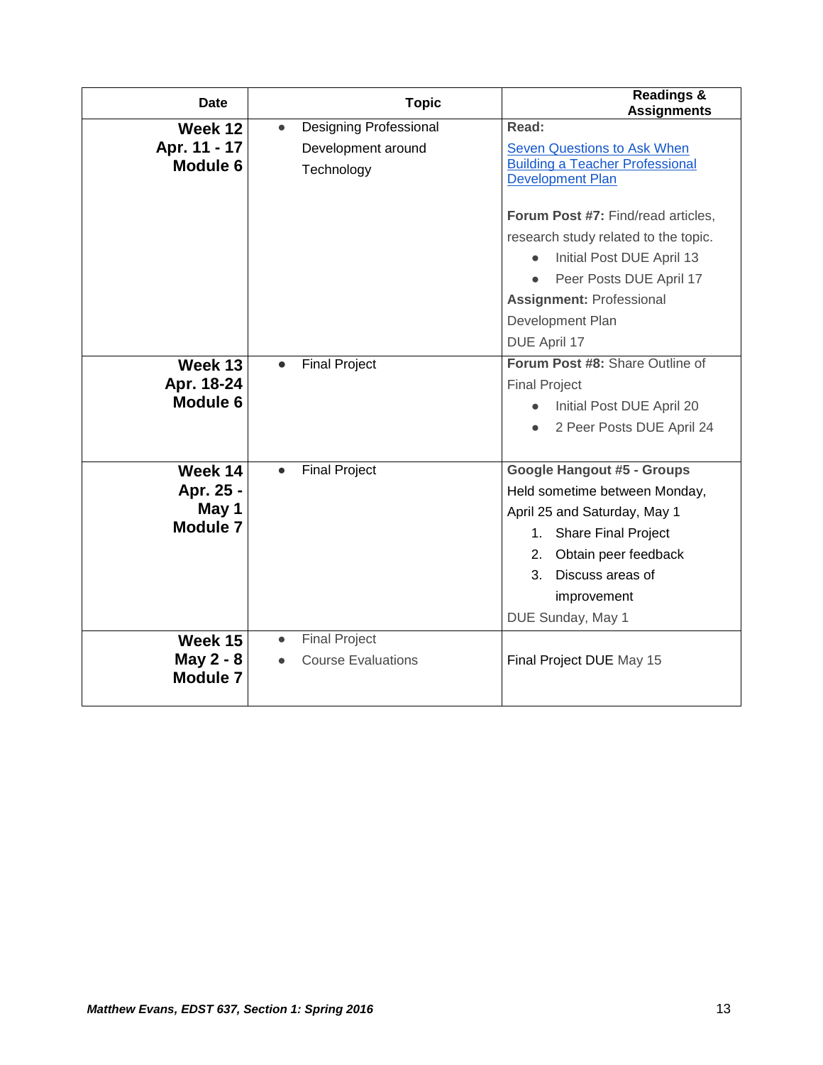| Date | Topic | Readings & Assignments |
|---|---|---|
| **Week 12 Apr. 11 - 17 Module 6** | • Designing Professional Development around Technology | **Read:** [Seven Questions to Ask When Building a Teacher Professional Development Plan]<br><br>**Forum Post #7:** Find/read articles, research study related to the topic.<br>• Initial Post DUE April 13<br>• Peer Posts DUE April 17<br>**Assignment:** Professional Development Plan DUE April 17 |
| **Week 13 Apr. 18-24 Module 6** | • Final Project | **Forum Post #8:** Share Outline of Final Project<br>• Initial Post DUE April 20<br>• 2 Peer Posts DUE April 24 |
| **Week 14 Apr. 25 - May 1 Module 7** | • Final Project | **Google Hangout #5 - Groups** Held sometime between Monday, April 25 and Saturday, May 1<br>1. Share Final Project<br>2. Obtain peer feedback<br>3. Discuss areas of improvement<br>DUE Sunday, May 1 |
| **Week 15 May 2 - 8 Module 7** | • Final Project<br>• Course Evaluations | Final Project DUE May 15 |